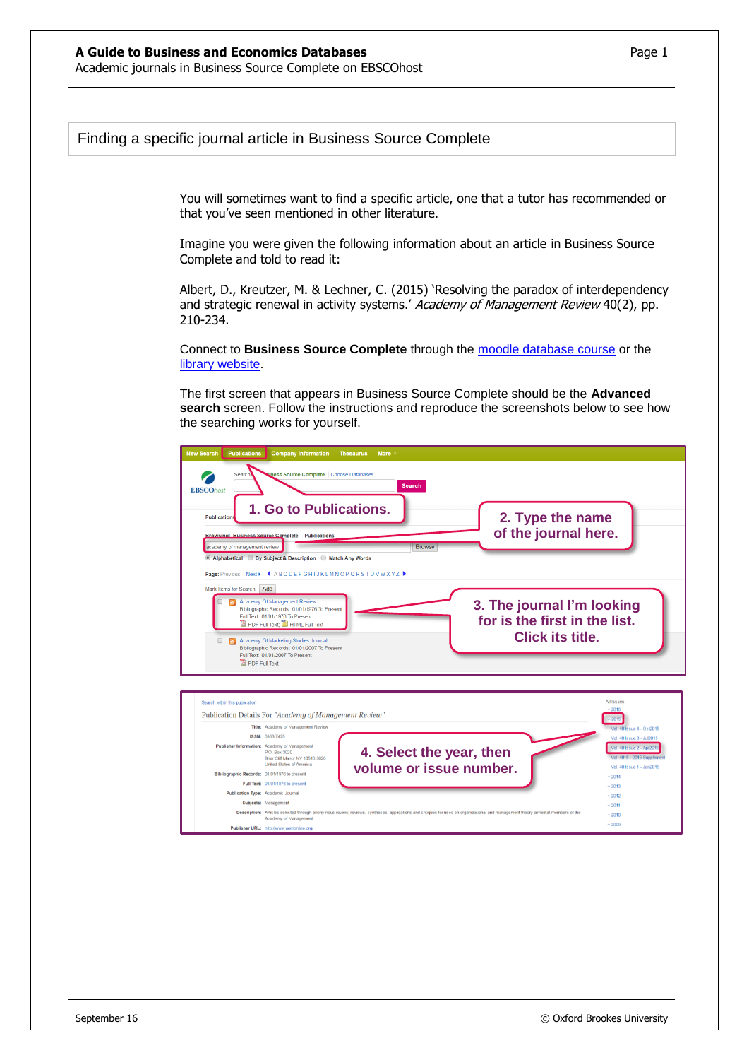## Finding a specific journal article in Business Source Complete

You will sometimes want to find a specific article, one that a tutor has recommended or that you've seen mentioned in other literature.

Imagine you were given the following information about an article in Business Source Complete and told to read it:

Albert, D., Kreutzer, M. & Lechner, C. (2015) 'Resolving the paradox of interdependency and strategic renewal in activity systems.' *Academy of Management Review* 40(2), pp. 210-234.

Connect to **Business Source Complete** through the [moodle database course] or the [library website].

The first screen that appears in Business Source Complete should be the **Advanced search** screen. Follow the instructions and reproduce the screenshots below to see how the searching works for yourself.

1. Go to Publications.

2. Type the name of the journal here.

3. The journal I'm looking for is the first in the list. Click its title.

4. Select the year, then volume or issue number.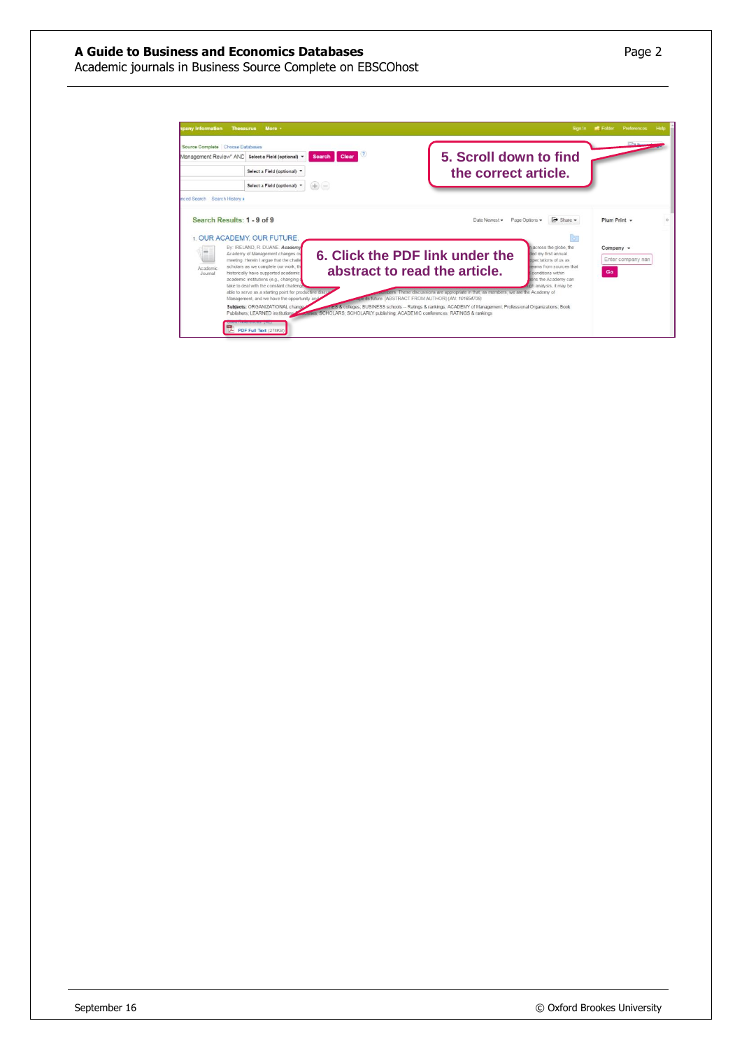5. Scroll down to find the correct article.

6. Click the PDF link under the abstract to read the article.